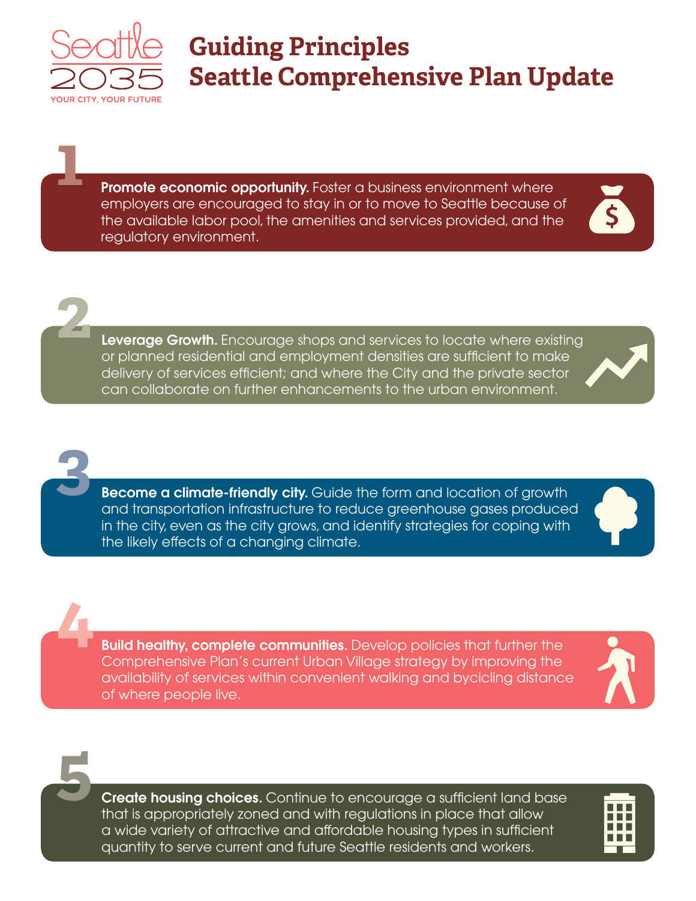Seattle 2035
YOUR CITY, YOUR FUTURE

# Guiding Principles
# Seattle Comprehensive Plan Update

1. **Promote economic opportunity.** Foster a business environment where employers are encouraged to stay in or to move to Seattle because of the available labor pool, the amenities and services provided, and the regulatory environment.

2. **Leverage Growth.** Encourage shops and services to locate where existing or planned residential and employment densities are sufficient to make delivery of services efficient; and where the City and the private sector can collaborate on further enhancements to the urban environment.

3. **Become a climate-friendly city.** Guide the form and location of growth and transportation infrastructure to reduce greenhouse gases produced in the city, even as the city grows, and identify strategies for coping with the likely effects of a changing climate.

4. **Build healthy, complete communities.** Develop policies that further the Comprehensive Plan's current Urban Village strategy by improving the availability of services within convenient walking and bycicling distance of where people live.

5. **Create housing choices.** Continue to encourage a sufficient land base that is appropriately zoned and with regulations in place that allow a wide variety of attractive and affordable housing types in sufficient quantity to serve current and future Seattle residents and workers.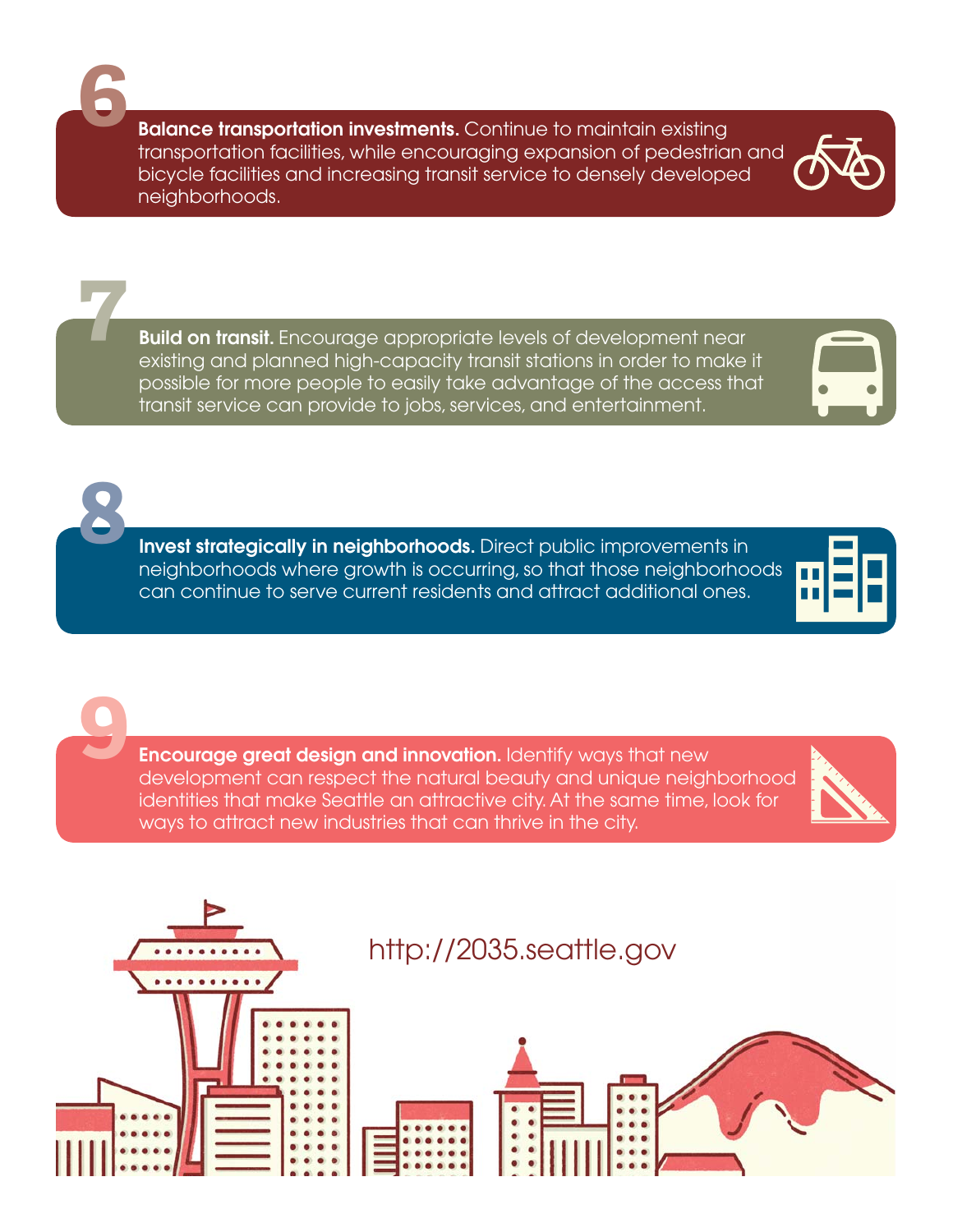**6**

**Balance transportation investments.** Continue to maintain existing transportation facilities, while encouraging expansion of pedestrian and bicycle facilities and increasing transit service to densely developed neighborhoods.

**7**

**Build on transit.** Encourage appropriate levels of development near existing and planned high-capacity transit stations in order to make it possible for more people to easily take advantage of the access that transit service can provide to jobs, services, and entertainment.

**8**

**Invest strategically in neighborhoods.** Direct public improvements in neighborhoods where growth is occurring, so that those neighborhoods can continue to serve current residents and attract additional ones.

**9**

**Encourage great design and innovation.** Identify ways that new development can respect the natural beauty and unique neighborhood identities that make Seattle an attractive city. At the same time, look for ways to attract new industries that can thrive in the city.

http://2035.seattle.gov